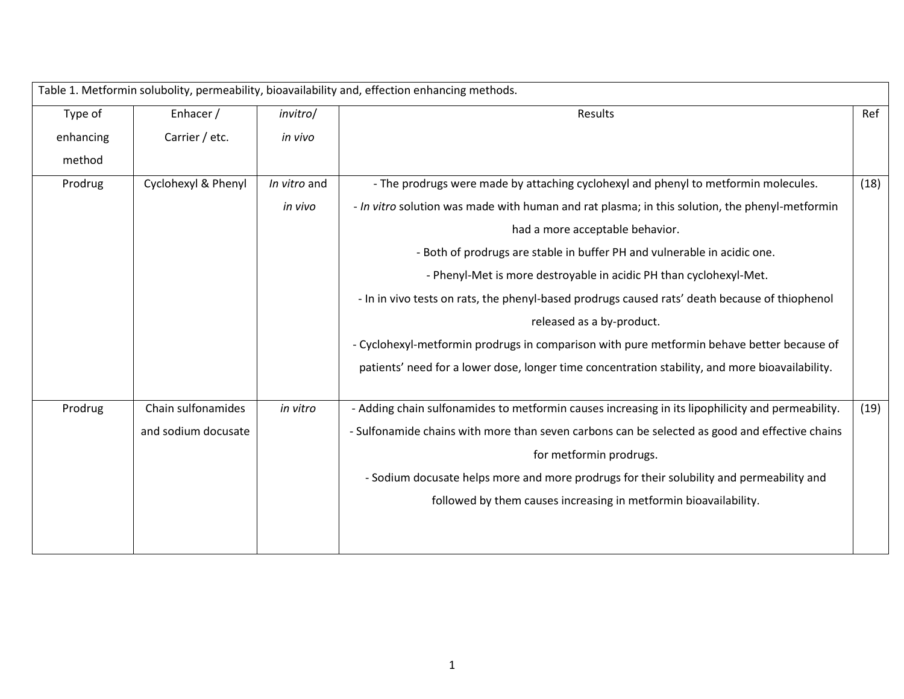Table 1. Metformin solubolity, permeability, bioavailability and, effection enhancing methods.

| Type of enhancing method | Enhacer / Carrier / etc. | *invitro*/ *in vivo* | Results | Ref |
|---|---|---|---|---|
| Prodrug | Cyclohexyl & Phenyl | *In vitro* and *in vivo* | - The prodrugs were made by attaching cyclohexyl and phenyl to metformin molecules.<br>- *In vitro* solution was made with human and rat plasma; in this solution, the phenyl-metformin had a more acceptable behavior.<br>- Both of prodrugs are stable in buffer PH and vulnerable in acidic one.<br>- Phenyl-Met is more destroyable in acidic PH than cyclohexyl-Met.<br>- In in vivo tests on rats, the phenyl-based prodrugs caused rats' death because of thiophenol released as a by-product.<br>- Cyclohexyl-metformin prodrugs in comparison with pure metformin behave better because of patients' need for a lower dose, longer time concentration stability, and more bioavailability. | (18) |
| Prodrug | Chain sulfonamides and sodium docusate | *in vitro* | - Adding chain sulfonamides to metformin causes increasing in its lipophilicity and permeability.<br>- Sulfonamide chains with more than seven carbons can be selected as good and effective chains for metformin prodrugs.<br>- Sodium docusate helps more and more prodrugs for their solubility and permeability and followed by them causes increasing in metformin bioavailability. | (19) |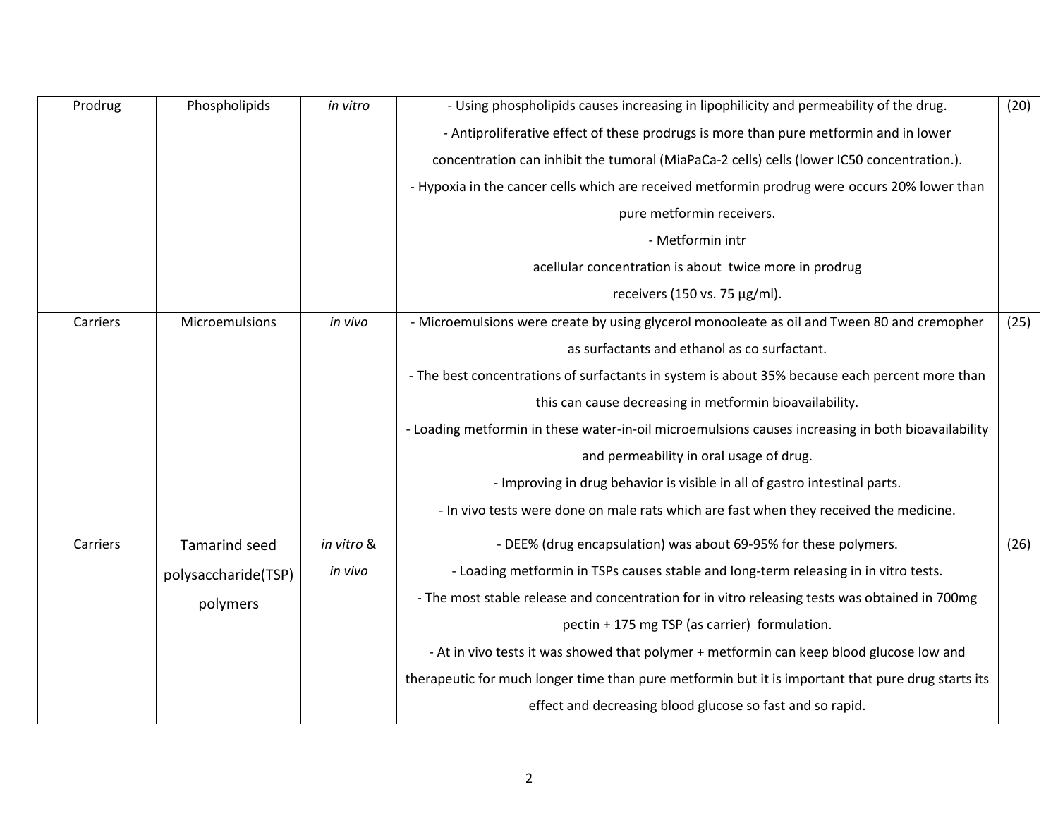| Prodrug | Phospholipids | *in vitro* | - Using phospholipids causes increasing in lipophilicity and permeability of the drug.<br>- Antiproliferative effect of these prodrugs is more than pure metformin and in lower concentration can inhibit the tumoral (MiaPaCa-2 cells) cells (lower IC50 concentration.).<br>- Hypoxia in the cancer cells which are received metformin prodrug were occurs 20% lower than pure metformin receivers.<br>- Metformin intr acellular concentration is about twice more in prodrug receivers (150 vs. 75 µg/ml). | (20) |
|---|---|---|---|---|
| Carriers | Microemulsions | *in vivo* | - Microemulsions were create by using glycerol monooleate as oil and Tween 80 and cremopher as surfactants and ethanol as co surfactant.<br>- The best concentrations of surfactants in system is about 35% because each percent more than this can cause decreasing in metformin bioavailability.<br>- Loading metformin in these water-in-oil microemulsions causes increasing in both bioavailability and permeability in oral usage of drug.<br>- Improving in drug behavior is visible in all of gastro intestinal parts.<br>- In vivo tests were done on male rats which are fast when they received the medicine. | (25) |
| Carriers | Tamarind seed polysaccharide(TSP) polymers | *in vitro* & *in vivo* | - DEE% (drug encapsulation) was about 69-95% for these polymers.<br>- Loading metformin in TSPs causes stable and long-term releasing in in vitro tests.<br>- The most stable release and concentration for in vitro releasing tests was obtained in 700mg pectin + 175 mg TSP (as carrier) formulation.<br>- At in vivo tests it was showed that polymer + metformin can keep blood glucose low and therapeutic for much longer time than pure metformin but it is important that pure drug starts its effect and decreasing blood glucose so fast and so rapid. | (26) |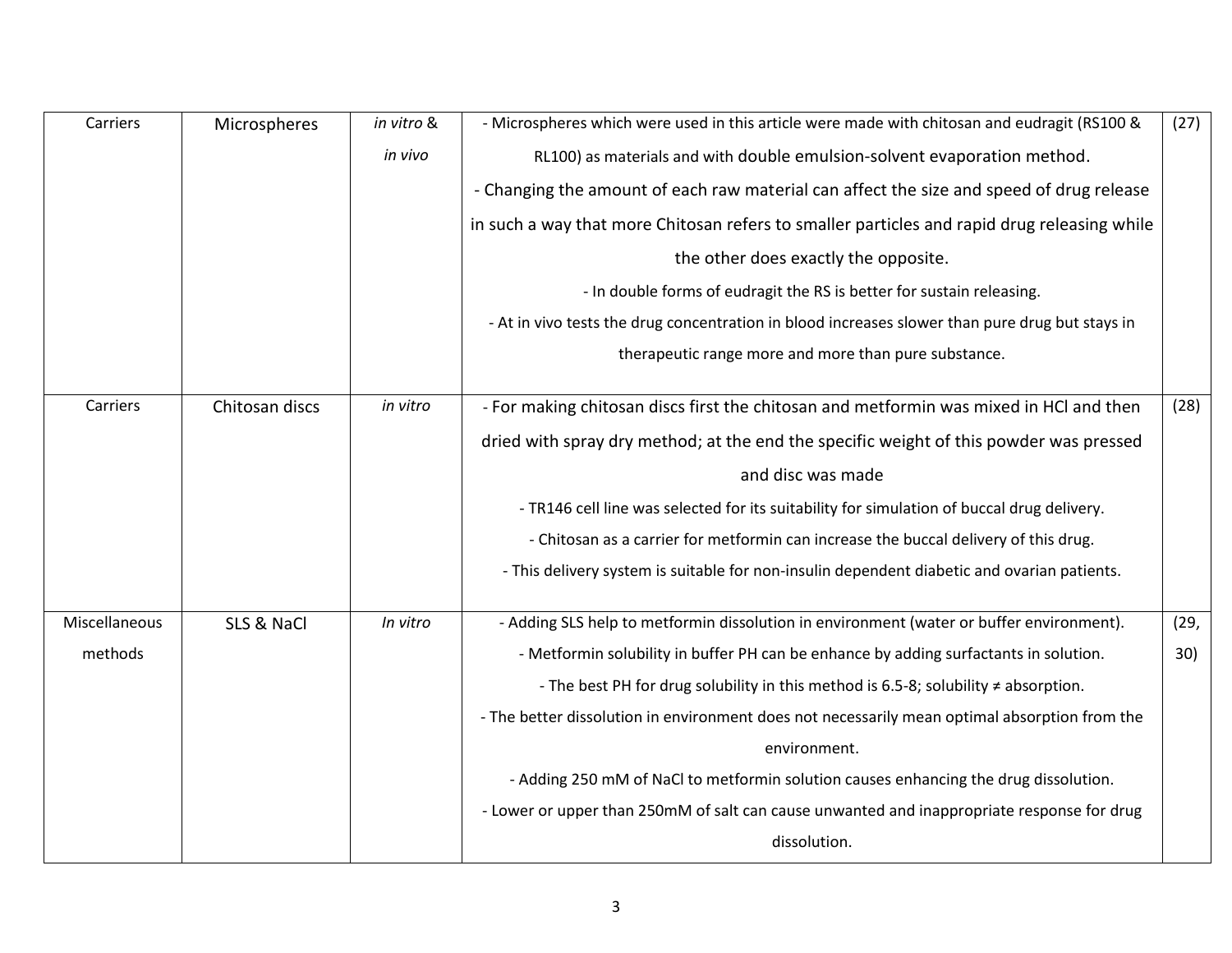| | | | | |
|---|---|---|---|---|
| Carriers | Microspheres | *in vitro* & *in vivo* | - Microspheres which were used in this article were made with chitosan and eudragit (RS100 & RL100) as materials and with double emulsion-solvent evaporation method.<br>- Changing the amount of each raw material can affect the size and speed of drug release in such a way that more Chitosan refers to smaller particles and rapid drug releasing while the other does exactly the opposite.<br>- In double forms of eudragit the RS is better for sustain releasing.<br>- At in vivo tests the drug concentration in blood increases slower than pure drug but stays in therapeutic range more and more than pure substance. | (27) |
| Carriers | Chitosan discs | *in vitro* | - For making chitosan discs first the chitosan and metformin was mixed in HCl and then dried with spray dry method; at the end the specific weight of this powder was pressed and disc was made<br>- TR146 cell line was selected for its suitability for simulation of buccal drug delivery.<br>- Chitosan as a carrier for metformin can increase the buccal delivery of this drug.<br>- This delivery system is suitable for non-insulin dependent diabetic and ovarian patients. | (28) |
| Miscellaneous methods | SLS & NaCl | *In vitro* | - Adding SLS help to metformin dissolution in environment (water or buffer environment).<br>- Metformin solubility in buffer PH can be enhance by adding surfactants in solution.<br>- The best PH for drug solubility in this method is 6.5-8; solubility ≠ absorption.<br>- The better dissolution in environment does not necessarily mean optimal absorption from the environment.<br>- Adding 250 mM of NaCl to metformin solution causes enhancing the drug dissolution.<br>- Lower or upper than 250mM of salt can cause unwanted and inappropriate response for drug dissolution. | (29, 30) |